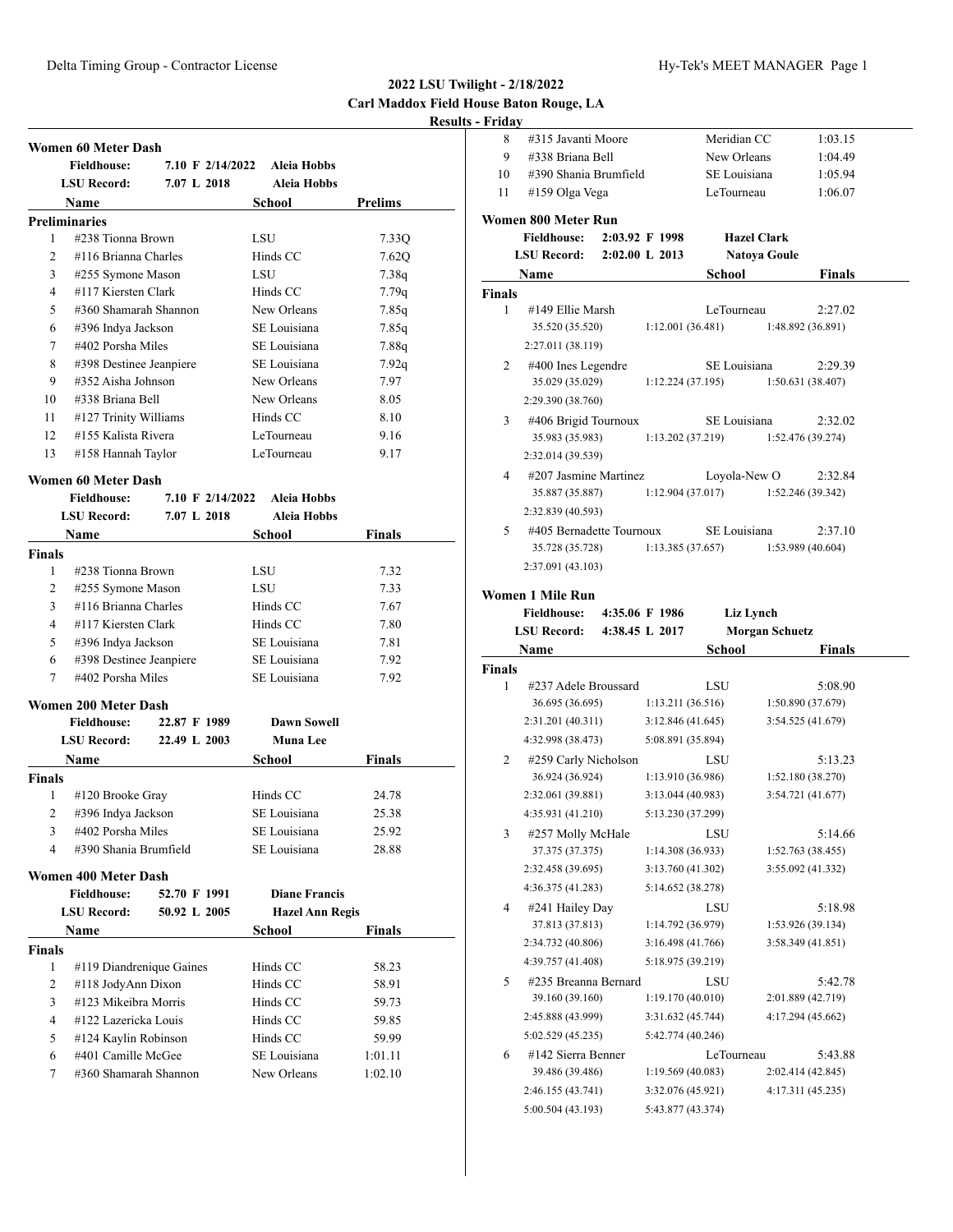# 2022 LSU Twilight - 2/18/2022

**Carl Maddox Field House Baton Rouge, LA**

**Results - Friday**

## Women 60 Meter Dash

**Fieldhouse:** 7.10 F 2/14/2022 Aleia Hobbs
**LSU Record:** 7.07 L 2018 Aleia Hobbs

**Preliminaries**

| | Name | School | Prelims |
|---|---|---|---|
| 1 | #238 Tionna Brown | LSU | 7.33Q |
| 2 | #116 Brianna Charles | Hinds CC | 7.62Q |
| 3 | #255 Symone Mason | LSU | 7.38q |
| 4 | #117 Kiersten Clark | Hinds CC | 7.79q |
| 5 | #360 Shamarah Shannon | New Orleans | 7.85q |
| 6 | #396 Indya Jackson | SE Louisiana | 7.85q |
| 7 | #402 Porsha Miles | SE Louisiana | 7.88q |
| 8 | #398 Destinee Jeanpiere | SE Louisiana | 7.92q |
| 9 | #352 Aisha Johnson | New Orleans | 7.97 |
| 10 | #338 Briana Bell | New Orleans | 8.05 |
| 11 | #127 Trinity Williams | Hinds CC | 8.10 |
| 12 | #155 Kalista Rivera | LeTourneau | 9.16 |
| 13 | #158 Hannah Taylor | LeTourneau | 9.17 |

## Women 60 Meter Dash

**Fieldhouse:** 7.10 F 2/14/2022 Aleia Hobbs
**LSU Record:** 7.07 L 2018 Aleia Hobbs

**Finals**

| | Name | School | Finals |
|---|---|---|---|
| 1 | #238 Tionna Brown | LSU | 7.32 |
| 2 | #255 Symone Mason | LSU | 7.33 |
| 3 | #116 Brianna Charles | Hinds CC | 7.67 |
| 4 | #117 Kiersten Clark | Hinds CC | 7.80 |
| 5 | #396 Indya Jackson | SE Louisiana | 7.81 |
| 6 | #398 Destinee Jeanpiere | SE Louisiana | 7.92 |
| 7 | #402 Porsha Miles | SE Louisiana | 7.92 |

## Women 200 Meter Dash

**Fieldhouse:** 22.87 F 1989 Dawn Sowell
**LSU Record:** 22.49 L 2003 Muna Lee

**Finals**

| | Name | School | Finals |
|---|---|---|---|
| 1 | #120 Brooke Gray | Hinds CC | 24.78 |
| 2 | #396 Indya Jackson | SE Louisiana | 25.38 |
| 3 | #402 Porsha Miles | SE Louisiana | 25.92 |
| 4 | #390 Shania Brumfield | SE Louisiana | 28.88 |

## Women 400 Meter Dash

**Fieldhouse:** 52.70 F 1991 Diane Francis
**LSU Record:** 50.92 L 2005 Hazel Ann Regis

**Finals**

| | Name | School | Finals |
|---|---|---|---|
| 1 | #119 Diandrenique Gaines | Hinds CC | 58.23 |
| 2 | #118 JodyAnn Dixon | Hinds CC | 58.91 |
| 3 | #123 Mikeibra Morris | Hinds CC | 59.73 |
| 4 | #122 Lazericka Louis | Hinds CC | 59.85 |
| 5 | #124 Kaylin Robinson | Hinds CC | 59.99 |
| 6 | #401 Camille McGee | SE Louisiana | 1:01.11 |
| 7 | #360 Shamarah Shannon | New Orleans | 1:02.10 |
| 8 | #315 Javanti Moore | Meridian CC | 1:03.15 |
| 9 | #338 Briana Bell | New Orleans | 1:04.49 |
| 10 | #390 Shania Brumfield | SE Louisiana | 1:05.94 |
| 11 | #159 Olga Vega | LeTourneau | 1:06.07 |

## Women 800 Meter Run

**Fieldhouse:** 2:03.92 F 1998 Hazel Clark
**LSU Record:** 2:02.00 L 2013 Natoya Goule

**Finals**

| | Name | School | Finals |
|---|---|---|---|
| 1 | #149 Ellie Marsh | LeTourneau | 2:27.02 |
| | 35.520 (35.520) | 1:12.001 (36.481) | 1:48.892 (36.891) |
| | 2:27.011 (38.119) | | |
| 2 | #400 Ines Legendre | SE Louisiana | 2:29.39 |
| | 35.029 (35.029) | 1:12.224 (37.195) | 1:50.631 (38.407) |
| | 2:29.390 (38.760) | | |
| 3 | #406 Brigid Tournoux | SE Louisiana | 2:32.02 |
| | 35.983 (35.983) | 1:13.202 (37.219) | 1:52.476 (39.274) |
| | 2:32.014 (39.539) | | |
| 4 | #207 Jasmine Martinez | Loyola-New O | 2:32.84 |
| | 35.887 (35.887) | 1:12.904 (37.017) | 1:52.246 (39.342) |
| | 2:32.839 (40.593) | | |
| 5 | #405 Bernadette Tournoux | SE Louisiana | 2:37.10 |
| | 35.728 (35.728) | 1:13.385 (37.657) | 1:53.989 (40.604) |
| | 2:37.091 (43.103) | | |

## Women 1 Mile Run

**Fieldhouse:** 4:35.06 F 1986 Liz Lynch
**LSU Record:** 4:38.45 L 2017 Morgan Schuetz

**Finals**

| | Name | School | Finals |
|---|---|---|---|
| 1 | #237 Adele Broussard | LSU | 5:08.90 |
| | 36.695 (36.695) | 1:13.211 (36.516) | 1:50.890 (37.679) |
| | 2:31.201 (40.311) | 3:12.846 (41.645) | 3:54.525 (41.679) |
| | 4:32.998 (38.473) | 5:08.891 (35.894) | |
| 2 | #259 Carly Nicholson | LSU | 5:13.23 |
| | 36.924 (36.924) | 1:13.910 (36.986) | 1:52.180 (38.270) |
| | 2:32.061 (39.881) | 3:13.044 (40.983) | 3:54.721 (41.677) |
| | 4:35.931 (41.210) | 5:13.230 (37.299) | |
| 3 | #257 Molly McHale | LSU | 5:14.66 |
| | 37.375 (37.375) | 1:14.308 (36.933) | 1:52.763 (38.455) |
| | 2:32.458 (39.695) | 3:13.760 (41.302) | 3:55.092 (41.332) |
| | 4:36.375 (41.283) | 5:14.652 (38.278) | |
| 4 | #241 Hailey Day | LSU | 5:18.98 |
| | 37.813 (37.813) | 1:14.792 (36.979) | 1:53.926 (39.134) |
| | 2:34.732 (40.806) | 3:16.498 (41.766) | 3:58.349 (41.851) |
| | 4:39.757 (41.408) | 5:18.975 (39.219) | |
| 5 | #235 Breanna Bernard | LSU | 5:42.78 |
| | 39.160 (39.160) | 1:19.170 (40.010) | 2:01.889 (42.719) |
| | 2:45.888 (43.999) | 3:31.632 (45.744) | 4:17.294 (45.662) |
| | 5:02.529 (45.235) | 5:42.774 (40.246) | |
| 6 | #142 Sierra Benner | LeTourneau | 5:43.88 |
| | 39.486 (39.486) | 1:19.569 (40.083) | 2:02.414 (42.845) |
| | 2:46.155 (43.741) | 3:32.076 (45.921) | 4:17.311 (45.235) |
| | 5:00.504 (43.193) | 5:43.877 (43.374) | |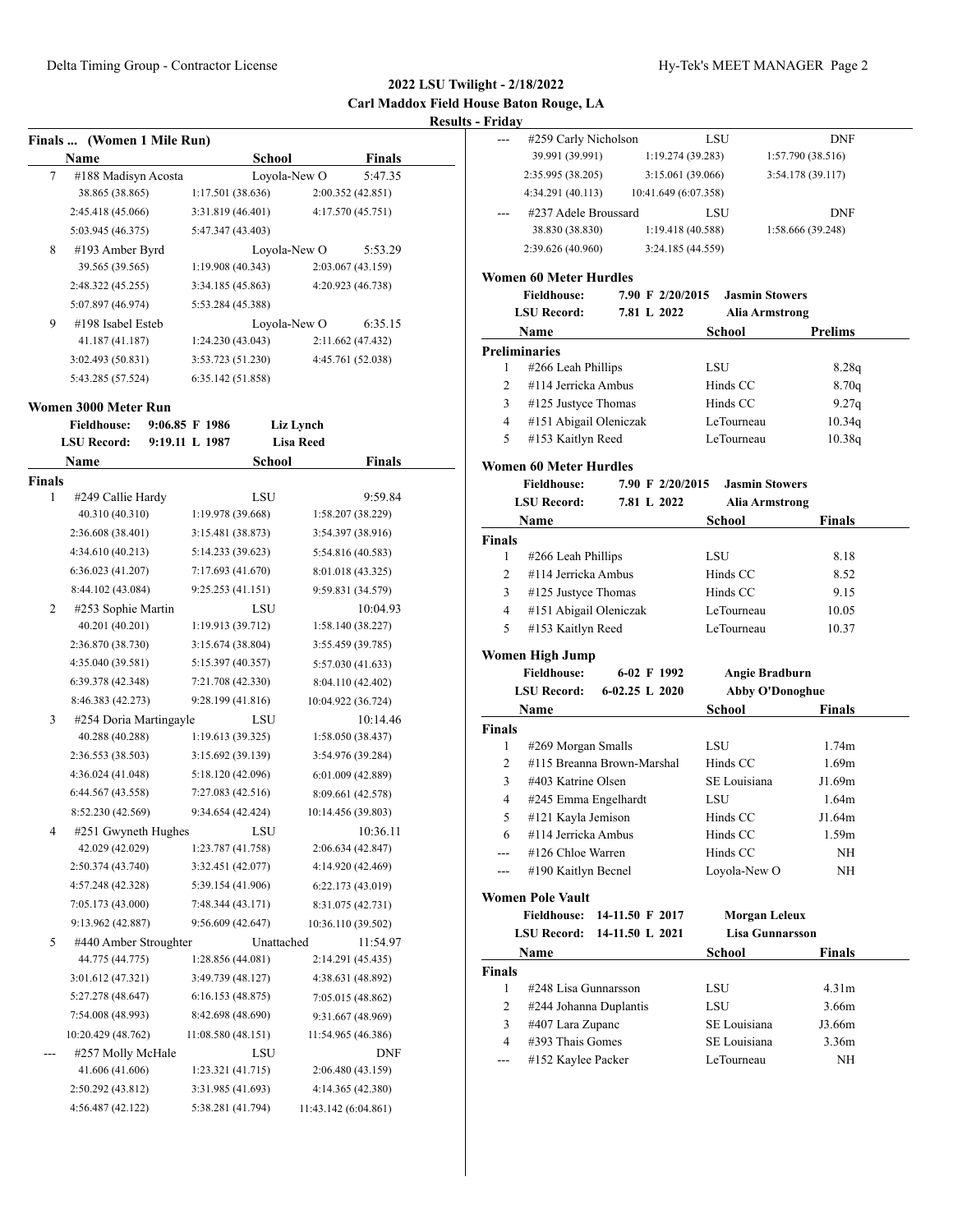**2022 LSU Twilight - 2/18/2022**
**Carl Maddox Field House Baton Rouge, LA**
**Results - Friday**

### Finals ... (Women 1 Mile Run)

| | Name | School | Finals |
|---|---|---|---|
| 7 | #188 Madisyn Acosta | Loyola-New O | 5:47.35 |
| | 38.865 (38.865) 1:17.501 (38.636) 2:00.352 (42.851) 2:45.418 (45.066) 3:31.819 (46.401) 4:17.570 (45.751) 5:03.945 (46.375) 5:47.347 (43.403) | | |
| 8 | #193 Amber Byrd | Loyola-New O | 5:53.29 |
| | 39.565 (39.565) 1:19.908 (40.343) 2:03.067 (43.159) 2:48.322 (45.255) 3:34.185 (45.863) 4:20.923 (46.738) 5:07.897 (46.974) 5:53.284 (45.388) | | |
| 9 | #198 Isabel Esteb | Loyola-New O | 6:35.15 |
| | 41.187 (41.187) 1:24.230 (43.043) 2:11.662 (47.432) 3:02.493 (50.831) 3:53.723 (51.230) 4:45.761 (52.038) 5:43.285 (57.524) 6:35.142 (51.858) | | |
| --- | #259 Carly Nicholson | LSU | DNF |
| | 39.991 (39.991) 1:19.274 (39.283) 1:57.790 (38.516) 2:35.995 (38.205) 3:15.061 (39.066) 3:54.178 (39.117) 4:34.291 (40.113) 10:41.649 (6:07.358) | | |
| --- | #237 Adele Broussard | LSU | DNF |
| | 38.830 (38.830) 1:19.418 (40.588) 1:58.666 (39.248) 2:39.626 (40.960) 3:24.185 (44.559) | | |

### Women 3000 Meter Run

Fieldhouse: 9:06.85 F 1986 Liz Lynch
LSU Record: 9:19.11 L 1987 Lisa Reed

| | Name | School | Finals |
|---|---|---|---|
| **Finals** | | | |
| 1 | #249 Callie Hardy | LSU | 9:59.84 |
| | 40.310 (40.310) 1:19.978 (39.668) 1:58.207 (38.229) 2:36.608 (38.401) 3:15.481 (38.873) 3:54.397 (38.916) 4:34.610 (40.213) 5:14.233 (39.623) 5:54.816 (40.583) 6:36.023 (41.207) 7:17.693 (41.670) 8:01.018 (43.325) 8:44.102 (43.084) 9:25.253 (41.151) 9:59.831 (34.579) | | |
| 2 | #253 Sophie Martin | LSU | 10:04.93 |
| | 40.201 (40.201) 1:19.913 (39.712) 1:58.140 (38.227) 2:36.870 (38.730) 3:15.674 (38.804) 3:55.459 (39.785) 4:35.040 (39.581) 5:15.397 (40.357) 5:57.030 (41.633) 6:39.378 (42.348) 7:21.708 (42.330) 8:04.110 (42.402) 8:46.383 (42.273) 9:28.199 (41.816) 10:04.922 (36.724) | | |
| 3 | #254 Doria Martingayle | LSU | 10:14.46 |
| | 40.288 (40.288) 1:19.613 (39.325) 1:58.050 (38.437) 2:36.553 (38.503) 3:15.692 (39.139) 3:54.976 (39.284) 4:36.024 (41.048) 5:18.120 (42.096) 6:01.009 (42.889) 6:44.567 (43.558) 7:27.083 (42.516) 8:09.661 (42.578) 8:52.230 (42.569) 9:34.654 (42.424) 10:14.456 (39.803) | | |
| 4 | #251 Gwyneth Hughes | LSU | 10:36.11 |
| | 42.029 (42.029) 1:23.787 (41.758) 2:06.634 (42.847) 2:50.374 (43.740) 3:32.451 (42.077) 4:14.920 (42.469) 4:57.248 (42.328) 5:39.154 (41.906) 6:22.173 (43.019) 7:05.173 (43.000) 7:48.344 (43.171) 8:31.075 (42.731) 9:13.962 (42.887) 9:56.609 (42.647) 10:36.110 (39.502) | | |
| 5 | #440 Amber Stroughter | Unattached | 11:54.97 |
| | 44.775 (44.775) 1:28.856 (44.081) 2:14.291 (45.435) 3:01.612 (47.321) 3:49.739 (48.127) 4:38.631 (48.892) 5:27.278 (48.647) 6:16.153 (48.875) 7:05.015 (48.862) 7:54.008 (48.993) 8:42.698 (48.690) 9:31.667 (48.969) 10:20.429 (48.762) 11:08.580 (48.151) 11:54.965 (46.386) | | |
| --- | #257 Molly McHale | LSU | DNF |
| | 41.606 (41.606) 1:23.321 (41.715) 2:06.480 (43.159) 2:50.292 (43.812) 3:31.985 (41.693) 4:14.365 (42.380) 4:56.487 (42.122) 5:38.281 (41.794) 11:43.142 (6:04.861) | | |

### Women 60 Meter Hurdles

Fieldhouse: 7.90 F 2/20/2015 Jasmin Stowers
LSU Record: 7.81 L 2022 Alia Armstrong

| | Name | School | Prelims |
|---|---|---|---|
| **Preliminaries** | | | |
| 1 | #266 Leah Phillips | LSU | 8.28q |
| 2 | #114 Jerricka Ambus | Hinds CC | 8.70q |
| 3 | #125 Justyce Thomas | Hinds CC | 9.27q |
| 4 | #151 Abigail Oleniczak | LeTourneau | 10.34q |
| 5 | #153 Kaitlyn Reed | LeTourneau | 10.38q |

### Women 60 Meter Hurdles

Fieldhouse: 7.90 F 2/20/2015 Jasmin Stowers
LSU Record: 7.81 L 2022 Alia Armstrong

| | Name | School | Finals |
|---|---|---|---|
| **Finals** | | | |
| 1 | #266 Leah Phillips | LSU | 8.18 |
| 2 | #114 Jerricka Ambus | Hinds CC | 8.52 |
| 3 | #125 Justyce Thomas | Hinds CC | 9.15 |
| 4 | #151 Abigail Oleniczak | LeTourneau | 10.05 |
| 5 | #153 Kaitlyn Reed | LeTourneau | 10.37 |

### Women High Jump

Fieldhouse: 6-02 F 1992 Angie Bradburn
LSU Record: 6-02.25 L 2020 Abby O'Donoghue

| | Name | School | Finals |
|---|---|---|---|
| **Finals** | | | |
| 1 | #269 Morgan Smalls | LSU | 1.74m |
| 2 | #115 Breanna Brown-Marshal | Hinds CC | 1.69m |
| 3 | #403 Katrine Olsen | SE Louisiana | J1.69m |
| 4 | #245 Emma Engelhardt | LSU | 1.64m |
| 5 | #121 Kayla Jemison | Hinds CC | J1.64m |
| 6 | #114 Jerricka Ambus | Hinds CC | 1.59m |
| --- | #126 Chloe Warren | Hinds CC | NH |
| --- | #190 Kaitlyn Becnel | Loyola-New O | NH |

### Women Pole Vault

Fieldhouse: 14-11.50 F 2017 Morgan Leleux
LSU Record: 14-11.50 L 2021 Lisa Gunnarsson

| | Name | School | Finals |
|---|---|---|---|
| **Finals** | | | |
| 1 | #248 Lisa Gunnarsson | LSU | 4.31m |
| 2 | #244 Johanna Duplantis | LSU | 3.66m |
| 3 | #407 Lara Zupanc | SE Louisiana | J3.66m |
| 4 | #393 Thais Gomes | SE Louisiana | 3.36m |
| --- | #152 Kaylee Packer | LeTourneau | NH |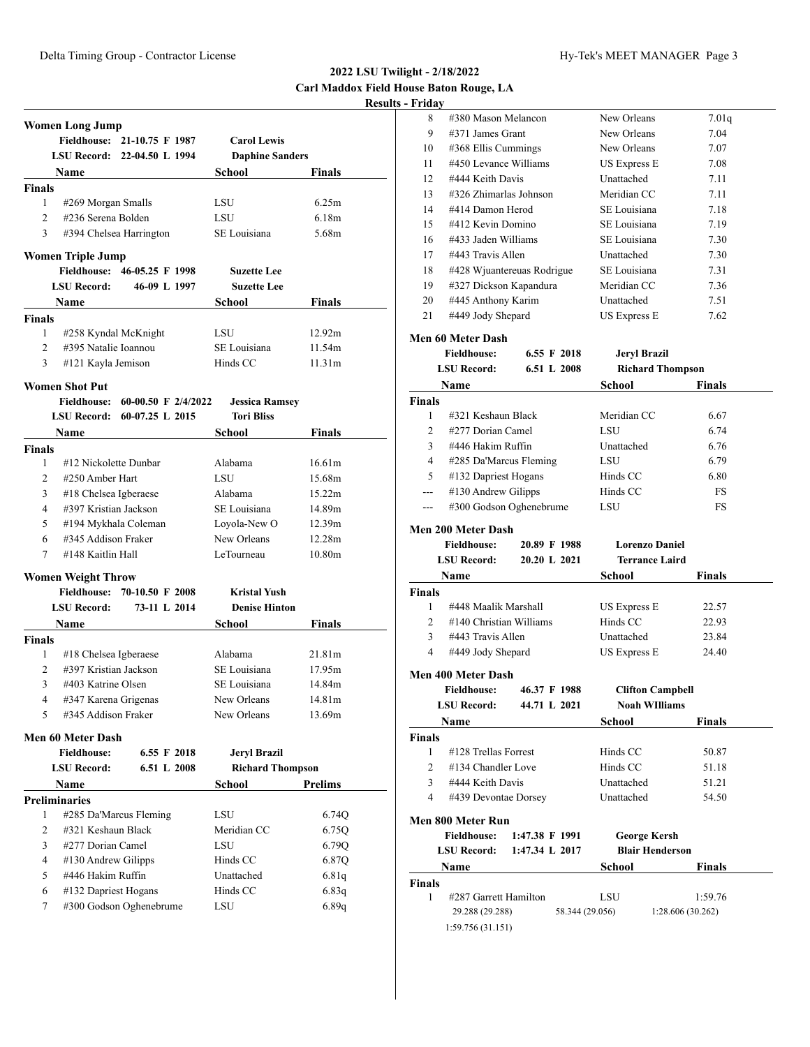**2022 LSU Twilight - 2/18/2022**
**Carl Maddox Field House Baton Rouge, LA**
**Results - Friday**

### Women Long Jump

Fieldhouse: 21-10.75 F 1987 — Carol Lewis
LSU Record: 22-04.50 L 1994 — Daphine Sanders

| | Name | School | Finals |
|---|---|---|---|
| **Finals** | | | |
| 1 | #269 Morgan Smalls | LSU | 6.25m |
| 2 | #236 Serena Bolden | LSU | 6.18m |
| 3 | #394 Chelsea Harrington | SE Louisiana | 5.68m |

### Women Triple Jump

Fieldhouse: 46-05.25 F 1998 — Suzette Lee
LSU Record: 46-09 L 1997 — Suzette Lee

| | Name | School | Finals |
|---|---|---|---|
| **Finals** | | | |
| 1 | #258 Kyndal McKnight | LSU | 12.92m |
| 2 | #395 Natalie Ioannou | SE Louisiana | 11.54m |
| 3 | #121 Kayla Jemison | Hinds CC | 11.31m |

### Women Shot Put

Fieldhouse: 60-00.50 F 2/4/2022 — Jessica Ramsey
LSU Record: 60-07.25 L 2015 — Tori Bliss

| | Name | School | Finals |
|---|---|---|---|
| **Finals** | | | |
| 1 | #12 Nickolette Dunbar | Alabama | 16.61m |
| 2 | #250 Amber Hart | LSU | 15.68m |
| 3 | #18 Chelsea Igberaese | Alabama | 15.22m |
| 4 | #397 Kristian Jackson | SE Louisiana | 14.89m |
| 5 | #194 Mykhala Coleman | Loyola-New O | 12.39m |
| 6 | #345 Addison Fraker | New Orleans | 12.28m |
| 7 | #148 Kaitlin Hall | LeTourneau | 10.80m |

### Women Weight Throw

Fieldhouse: 70-10.50 F 2008 — Kristal Yush
LSU Record: 73-11 L 2014 — Denise Hinton

| | Name | School | Finals |
|---|---|---|---|
| **Finals** | | | |
| 1 | #18 Chelsea Igberaese | Alabama | 21.81m |
| 2 | #397 Kristian Jackson | SE Louisiana | 17.95m |
| 3 | #403 Katrine Olsen | SE Louisiana | 14.84m |
| 4 | #347 Karena Grigenas | New Orleans | 14.81m |
| 5 | #345 Addison Fraker | New Orleans | 13.69m |

### Men 60 Meter Dash

Fieldhouse: 6.55 F 2018 — Jeryl Brazil
LSU Record: 6.51 L 2008 — Richard Thompson

| | Name | School | Prelims |
|---|---|---|---|
| **Preliminaries** | | | |
| 1 | #285 Da'Marcus Fleming | LSU | 6.74Q |
| 2 | #321 Keshaun Black | Meridian CC | 6.75Q |
| 3 | #277 Dorian Camel | LSU | 6.79Q |
| 4 | #130 Andrew Gilipps | Hinds CC | 6.87Q |
| 5 | #446 Hakim Ruffin | Unattached | 6.81q |
| 6 | #132 Dapriest Hogans | Hinds CC | 6.83q |
| 7 | #300 Godson Oghenebrume | LSU | 6.89q |
| 8 | #380 Mason Melancon | New Orleans | 7.01q |
| 9 | #371 James Grant | New Orleans | 7.04 |
| 10 | #368 Ellis Cummings | New Orleans | 7.07 |
| 11 | #450 Levance Williams | US Express E | 7.08 |
| 12 | #444 Keith Davis | Unattached | 7.11 |
| 13 | #326 Zhimarlas Johnson | Meridian CC | 7.11 |
| 14 | #414 Damon Herod | SE Louisiana | 7.18 |
| 15 | #412 Kevin Domino | SE Louisiana | 7.19 |
| 16 | #433 Jaden Williams | SE Louisiana | 7.30 |
| 17 | #443 Travis Allen | Unattached | 7.30 |
| 18 | #428 Wjuantereuas Rodrigue | SE Louisiana | 7.31 |
| 19 | #327 Dickson Kapandura | Meridian CC | 7.36 |
| 20 | #445 Anthony Karim | Unattached | 7.51 |
| 21 | #449 Jody Shepard | US Express E | 7.62 |

### Men 60 Meter Dash

Fieldhouse: 6.55 F 2018 — Jeryl Brazil
LSU Record: 6.51 L 2008 — Richard Thompson

| | Name | School | Finals |
|---|---|---|---|
| **Finals** | | | |
| 1 | #321 Keshaun Black | Meridian CC | 6.67 |
| 2 | #277 Dorian Camel | LSU | 6.74 |
| 3 | #446 Hakim Ruffin | Unattached | 6.76 |
| 4 | #285 Da'Marcus Fleming | LSU | 6.79 |
| 5 | #132 Dapriest Hogans | Hinds CC | 6.80 |
| --- | #130 Andrew Gilipps | Hinds CC | FS |
| --- | #300 Godson Oghenebrume | LSU | FS |

### Men 200 Meter Dash

Fieldhouse: 20.89 F 1988 — Lorenzo Daniel
LSU Record: 20.20 L 2021 — Terrance Laird

| | Name | School | Finals |
|---|---|---|---|
| **Finals** | | | |
| 1 | #448 Maalik Marshall | US Express E | 22.57 |
| 2 | #140 Christian Williams | Hinds CC | 22.93 |
| 3 | #443 Travis Allen | Unattached | 23.84 |
| 4 | #449 Jody Shepard | US Express E | 24.40 |

### Men 400 Meter Dash

Fieldhouse: 46.37 F 1988 — Clifton Campbell
LSU Record: 44.71 L 2021 — Noah WIlliams

| | Name | School | Finals |
|---|---|---|---|
| **Finals** | | | |
| 1 | #128 Trellas Forrest | Hinds CC | 50.87 |
| 2 | #134 Chandler Love | Hinds CC | 51.18 |
| 3 | #444 Keith Davis | Unattached | 51.21 |
| 4 | #439 Devontae Dorsey | Unattached | 54.50 |

### Men 800 Meter Run

Fieldhouse: 1:47.38 F 1991 — George Kersh
LSU Record: 1:47.34 L 2017 — Blair Henderson

| | Name | School | Finals |
|---|---|---|---|
| **Finals** | | | |
| 1 | #287 Garrett Hamilton | LSU | 1:59.76 |

29.288 (29.288) 58.344 (29.056) 1:28.606 (30.262) 1:59.756 (31.151)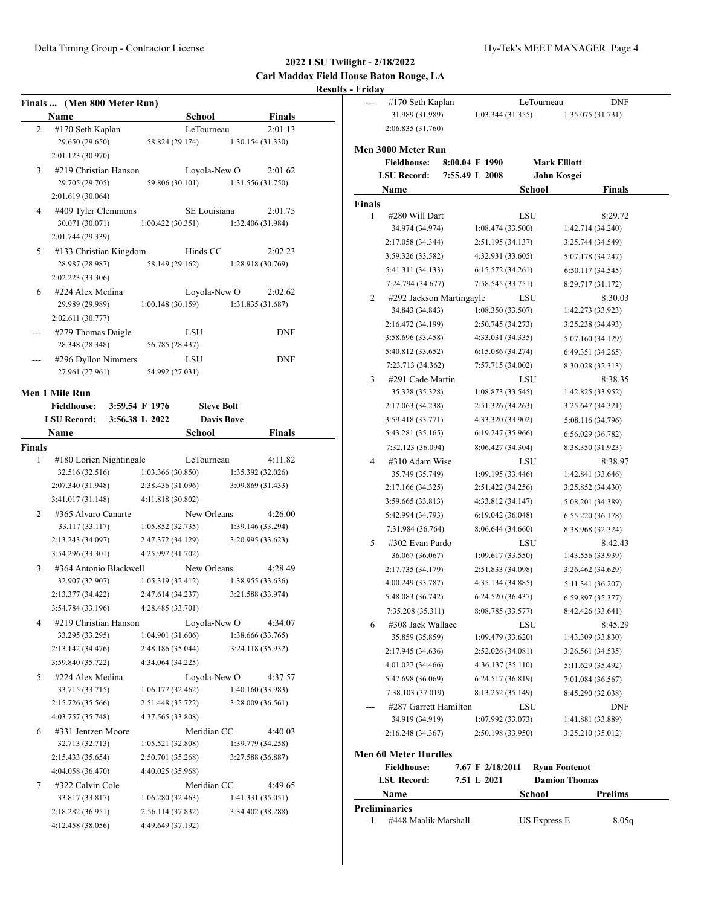## 2022 LSU Twilight - 2/18/2022

**Carl Maddox Field House Baton Rouge, LA**

**Results - Friday**

### Finals ... (Men 800 Meter Run)

| Place | Name | School | Finals |
|---|---|---|---|
| 2 | #170 Seth Kaplan | LeTourneau | 2:01.13 |
| | 29.650 (29.650) / 58.824 (29.174) / 1:30.154 (31.330) / 2:01.123 (30.970) | | |
| 3 | #219 Christian Hanson | Loyola-New O | 2:01.62 |
| | 29.705 (29.705) / 59.806 (30.101) / 1:31.556 (31.750) / 2:01.619 (30.064) | | |
| 4 | #409 Tyler Clemmons | SE Louisiana | 2:01.75 |
| | 30.071 (30.071) / 1:00.422 (30.351) / 1:32.406 (31.984) / 2:01.744 (29.339) | | |
| 5 | #133 Christian Kingdom | Hinds CC | 2:02.23 |
| | 28.987 (28.987) / 58.149 (29.162) / 1:28.918 (30.769) / 2:02.223 (33.306) | | |
| 6 | #224 Alex Medina | Loyola-New O | 2:02.62 |
| | 29.989 (29.989) / 1:00.148 (30.159) / 1:31.835 (31.687) / 2:02.611 (30.777) | | |
| --- | #279 Thomas Daigle | LSU | DNF |
| | 28.348 (28.348) / 56.785 (28.437) | | |
| --- | #296 Dyllon Nimmers | LSU | DNF |
| | 27.961 (27.961) / 54.992 (27.031) | | |

### Men 1 Mile Run

**Fieldhouse:** 3:59.54 F 1976 Steve Bolt
**LSU Record:** 3:56.38 L 2022 Davis Bove

**Finals**

| Place | Name | School | Finals |
|---|---|---|---|
| 1 | #180 Lorien Nightingale | LeTourneau | 4:11.82 |
| | 32.516 (32.516) / 1:03.366 (30.850) / 1:35.392 (32.026) / 2:07.340 (31.948) / 2:38.436 (31.096) / 3:09.869 (31.433) / 3:41.017 (31.148) / 4:11.818 (30.802) | | |
| 2 | #365 Alvaro Canarte | New Orleans | 4:26.00 |
| | 33.117 (33.117) / 1:05.852 (32.735) / 1:39.146 (33.294) / 2:13.243 (34.097) / 2:47.372 (34.129) / 3:20.995 (33.623) / 3:54.296 (33.301) / 4:25.997 (31.702) | | |
| 3 | #364 Antonio Blackwell | New Orleans | 4:28.49 |
| | 32.907 (32.907) / 1:05.319 (32.412) / 1:38.955 (33.636) / 2:13.377 (34.422) / 2:47.614 (34.237) / 3:21.588 (33.974) / 3:54.784 (33.196) / 4:28.485 (33.701) | | |
| 4 | #219 Christian Hanson | Loyola-New O | 4:34.07 |
| | 33.295 (33.295) / 1:04.901 (31.606) / 1:38.666 (33.765) / 2:13.142 (34.476) / 2:48.186 (35.044) / 3:24.118 (35.932) / 3:59.840 (35.722) / 4:34.064 (34.225) | | |
| 5 | #224 Alex Medina | Loyola-New O | 4:37.57 |
| | 33.715 (33.715) / 1:06.177 (32.462) / 1:40.160 (33.983) / 2:15.726 (35.566) / 2:51.448 (35.722) / 3:28.009 (36.561) / 4:03.757 (35.748) / 4:37.565 (33.808) | | |
| 6 | #331 Jentzen Moore | Meridian CC | 4:40.03 |
| | 32.713 (32.713) / 1:05.521 (32.808) / 1:39.779 (34.258) / 2:15.433 (35.654) / 2:50.701 (35.268) / 3:27.588 (36.887) / 4:04.058 (36.470) / 4:40.025 (35.968) | | |
| 7 | #322 Calvin Cole | Meridian CC | 4:49.65 |
| | 33.817 (33.817) / 1:06.280 (32.463) / 1:41.331 (35.051) / 2:18.282 (36.951) / 2:56.114 (37.832) / 3:34.402 (38.288) / 4:12.458 (38.056) / 4:49.649 (37.192) | | |
| --- | #170 Seth Kaplan | LeTourneau | DNF |
| | 31.989 (31.989) / 1:03.344 (31.355) / 1:35.075 (31.731) / 2:06.835 (31.760) | | |

### Men 3000 Meter Run

**Fieldhouse:** 8:00.04 F 1990 Mark Elliott
**LSU Record:** 7:55.49 L 2008 John Kosgei

**Finals**

| Place | Name | School | Finals |
|---|---|---|---|
| 1 | #280 Will Dart | LSU | 8:29.72 |
| | 34.974 (34.974) / 1:08.474 (33.500) / 1:42.714 (34.240) / 2:17.058 (34.344) / 2:51.195 (34.137) / 3:25.744 (34.549) / 3:59.326 (33.582) / 4:32.931 (33.605) / 5:07.178 (34.247) / 5:41.311 (34.133) / 6:15.572 (34.261) / 6:50.117 (34.545) / 7:24.794 (34.677) / 7:58.545 (33.751) / 8:29.717 (31.172) | | |
| 2 | #292 Jackson Martingayle | LSU | 8:30.03 |
| | 34.843 (34.843) / 1:08.350 (33.507) / 1:42.273 (33.923) / 2:16.472 (34.199) / 2:50.745 (34.273) / 3:25.238 (34.493) / 3:58.696 (33.458) / 4:33.031 (34.335) / 5:07.160 (34.129) / 5:40.812 (33.652) / 6:15.086 (34.274) / 6:49.351 (34.265) / 7:23.713 (34.362) / 7:57.715 (34.002) / 8:30.028 (32.313) | | |
| 3 | #291 Cade Martin | LSU | 8:38.35 |
| | 35.328 (35.328) / 1:08.873 (33.545) / 1:42.825 (33.952) / 2:17.063 (34.238) / 2:51.326 (34.263) / 3:25.647 (34.321) / 3:59.418 (33.771) / 4:33.320 (33.902) / 5:08.116 (34.796) / 5:43.281 (35.165) / 6:19.247 (35.966) / 6:56.029 (36.782) / 7:32.123 (36.094) / 8:06.427 (34.304) / 8:38.350 (31.923) | | |
| 4 | #310 Adam Wise | LSU | 8:38.97 |
| | 35.749 (35.749) / 1:09.195 (33.446) / 1:42.841 (33.646) / 2:17.166 (34.325) / 2:51.422 (34.256) / 3:25.852 (34.430) / 3:59.665 (33.813) / 4:33.812 (34.147) / 5:08.201 (34.389) / 5:42.994 (34.793) / 6:19.042 (36.048) / 6:55.220 (36.178) / 7:31.984 (36.764) / 8:06.644 (34.660) / 8:38.968 (32.324) | | |
| 5 | #302 Evan Pardo | LSU | 8:42.43 |
| | 36.067 (36.067) / 1:09.617 (33.550) / 1:43.556 (33.939) / 2:17.735 (34.179) / 2:51.833 (34.098) / 3:26.462 (34.629) / 4:00.249 (33.787) / 4:35.134 (34.885) / 5:11.341 (36.207) / 5:48.083 (36.742) / 6:24.520 (36.437) / 6:59.897 (35.377) / 7:35.208 (35.311) / 8:08.785 (33.577) / 8:42.426 (33.641) | | |
| 6 | #308 Jack Wallace | LSU | 8:45.29 |
| | 35.859 (35.859) / 1:09.479 (33.620) / 1:43.309 (33.830) / 2:17.945 (34.636) / 2:52.026 (34.081) / 3:26.561 (34.535) / 4:01.027 (34.466) / 4:36.137 (35.110) / 5:11.629 (35.492) / 5:47.698 (36.069) / 6:24.517 (36.819) / 7:01.084 (36.567) / 7:38.103 (37.019) / 8:13.252 (35.149) / 8:45.290 (32.038) | | |
| --- | #287 Garrett Hamilton | LSU | DNF |
| | 34.919 (34.919) / 1:07.992 (33.073) / 1:41.881 (33.889) / 2:16.248 (34.367) / 2:50.198 (33.950) / 3:25.210 (35.012) | | |

### Men 60 Meter Hurdles

**Fieldhouse:** 7.67 F 2/18/2011 Ryan Fontenot
**LSU Record:** 7.51 L 2021 Damion Thomas

**Preliminaries**

| Place | Name | School | Prelims |
|---|---|---|---|
| 1 | #448 Maalik Marshall | US Express E | 8.05q |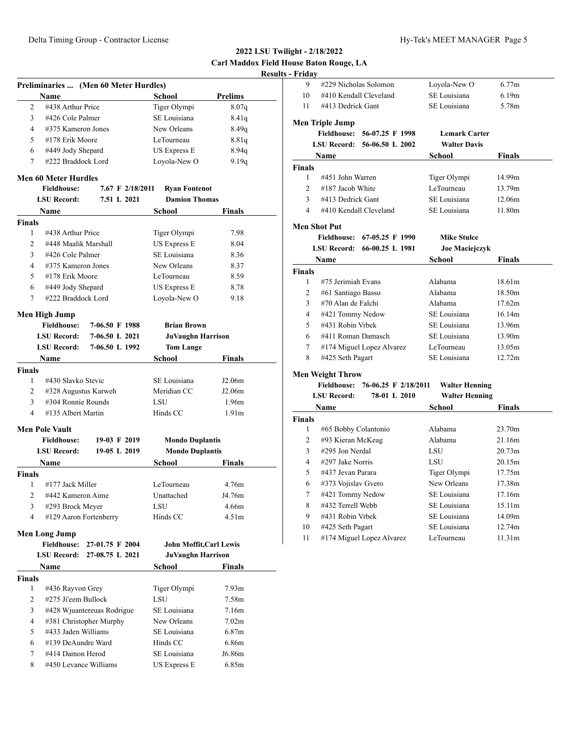**2022 LSU Twilight - 2/18/2022**
**Carl Maddox Field House Baton Rouge, LA**
**Results - Friday**

### Preliminaries ... (Men 60 Meter Hurdles)

| | Name | School | Prelims |
|---|---|---|---|
| 2 | #438 Arthur Price | Tiger Olympi | 8.07q |
| 3 | #426 Cole Palmer | SE Louisiana | 8.41q |
| 4 | #375 Kameron Jones | New Orleans | 8.49q |
| 5 | #178 Erik Moore | LeTourneau | 8.81q |
| 6 | #449 Jody Shepard | US Express E | 8.94q |
| 7 | #222 Braddock Lord | Loyola-New O | 9.19q |

### Men 60 Meter Hurdles

**Fieldhouse:** 7.67 F 2/18/2011 **Ryan Fontenot**
**LSU Record:** 7.51 L 2021 **Damion Thomas**

| | Name | School | Finals |
|---|---|---|---|
| **Finals** | | | |
| 1 | #438 Arthur Price | Tiger Olympi | 7.98 |
| 2 | #448 Maalik Marshall | US Express E | 8.04 |
| 3 | #426 Cole Palmer | SE Louisiana | 8.36 |
| 4 | #375 Kameron Jones | New Orleans | 8.37 |
| 5 | #178 Erik Moore | LeTourneau | 8.59 |
| 6 | #449 Jody Shepard | US Express E | 8.78 |
| 7 | #222 Braddock Lord | Loyola-New O | 9.18 |

### Men High Jump

**Fieldhouse:** 7-06.50 F 1988 **Brian Brown**
**LSU Record:** 7-06.50 L 2021 **JuVaughn Harrison**
**LSU Record:** 7-06.50 L 1992 **Tom Lange**

| | Name | School | Finals |
|---|---|---|---|
| **Finals** | | | |
| 1 | #430 Slavko Stevic | SE Louisiana | J2.06m |
| 2 | #328 Augustus Karweh | Meridian CC | J2.06m |
| 3 | #304 Ronnie Rounds | LSU | 1.96m |
| 4 | #135 Albert Martin | Hinds CC | 1.91m |

### Men Pole Vault

**Fieldhouse:** 19-03 F 2019 **Mondo Duplantis**
**LSU Record:** 19-05 L 2019 **Mondo Duplantis**

| | Name | School | Finals |
|---|---|---|---|
| **Finals** | | | |
| 1 | #177 Jack Miller | LeTourneau | 4.76m |
| 2 | #442 Kameron Aime | Unattached | J4.76m |
| 3 | #293 Brock Meyer | LSU | 4.66m |
| 4 | #129 Aaron Fortenberry | Hinds CC | 4.51m |

### Men Long Jump

**Fieldhouse:** 27-01.75 F 2004 **John Moffit,Carl Lewis**
**LSU Record:** 27-08.75 L 2021 **JuVaughn Harrison**

| | Name | School | Finals |
|---|---|---|---|
| **Finals** | | | |
| 1 | #436 Rayvon Grey | Tiger Olympi | 7.93m |
| 2 | #275 Ji'eem Bullock | LSU | 7.58m |
| 3 | #428 Wjuantereuas Rodrigue | SE Louisiana | 7.16m |
| 4 | #381 Christopher Murphy | New Orleans | 7.02m |
| 5 | #433 Jaden Williams | SE Louisiana | 6.87m |
| 6 | #139 DeAundre Ward | Hinds CC | 6.86m |
| 7 | #414 Damon Herod | SE Louisiana | J6.86m |
| 8 | #450 Levance Williams | US Express E | 6.85m |
| 9 | #229 Nicholas Solomon | Loyola-New O | 6.77m |
| 10 | #410 Kendall Cleveland | SE Louisiana | 6.19m |
| 11 | #413 Dedrick Gant | SE Louisiana | 5.78m |

### Men Triple Jump

**Fieldhouse:** 56-07.25 F 1998 **Lemark Carter**
**LSU Record:** 56-06.50 L 2002 **Walter Davis**

| | Name | School | Finals |
|---|---|---|---|
| **Finals** | | | |
| 1 | #451 John Warren | Tiger Olympi | 14.99m |
| 2 | #187 Jacob White | LeTourneau | 13.79m |
| 3 | #413 Dedrick Gant | SE Louisiana | 12.06m |
| 4 | #410 Kendall Cleveland | SE Louisiana | 11.80m |

### Men Shot Put

**Fieldhouse:** 67-05.25 F 1990 **Mike Stulce**
**LSU Record:** 66-00.25 L 1981 **Joe Maciejczyk**

| | Name | School | Finals |
|---|---|---|---|
| **Finals** | | | |
| 1 | #75 Jerimiah Evans | Alabama | 18.61m |
| 2 | #61 Santiago Basso | Alabama | 18.50m |
| 3 | #70 Alan de Falchi | Alabama | 17.62m |
| 4 | #421 Tommy Nedow | SE Louisiana | 16.14m |
| 5 | #431 Robin Vrbek | SE Louisiana | 13.96m |
| 6 | #411 Roman Damasch | SE Louisiana | 13.90m |
| 7 | #174 Miguel Lopez Alvarez | LeTourneau | 13.05m |
| 8 | #425 Seth Pagart | SE Louisiana | 12.72m |

### Men Weight Throw

**Fieldhouse:** 76-06.25 F 2/18/2011 **Walter Henning**
**LSU Record:** 78-01 L 2010 **Walter Henning**

| | Name | School | Finals |
|---|---|---|---|
| **Finals** | | | |
| 1 | #65 Bobby Colantonio | Alabama | 23.70m |
| 2 | #93 Kieran McKeag | Alabama | 21.16m |
| 3 | #295 Jon Nerdal | LSU | 20.73m |
| 4 | #297 Jake Norris | LSU | 20.15m |
| 5 | #437 Jevan Parara | Tiger Olympi | 17.75m |
| 6 | #373 Vojislav Gvero | New Orleans | 17.38m |
| 7 | #421 Tommy Nedow | SE Louisiana | 17.16m |
| 8 | #432 Terrell Webb | SE Louisiana | 15.11m |
| 9 | #431 Robin Vrbek | SE Louisiana | 14.09m |
| 10 | #425 Seth Pagart | SE Louisiana | 12.74m |
| 11 | #174 Miguel Lopez Alvarez | LeTourneau | 11.31m |